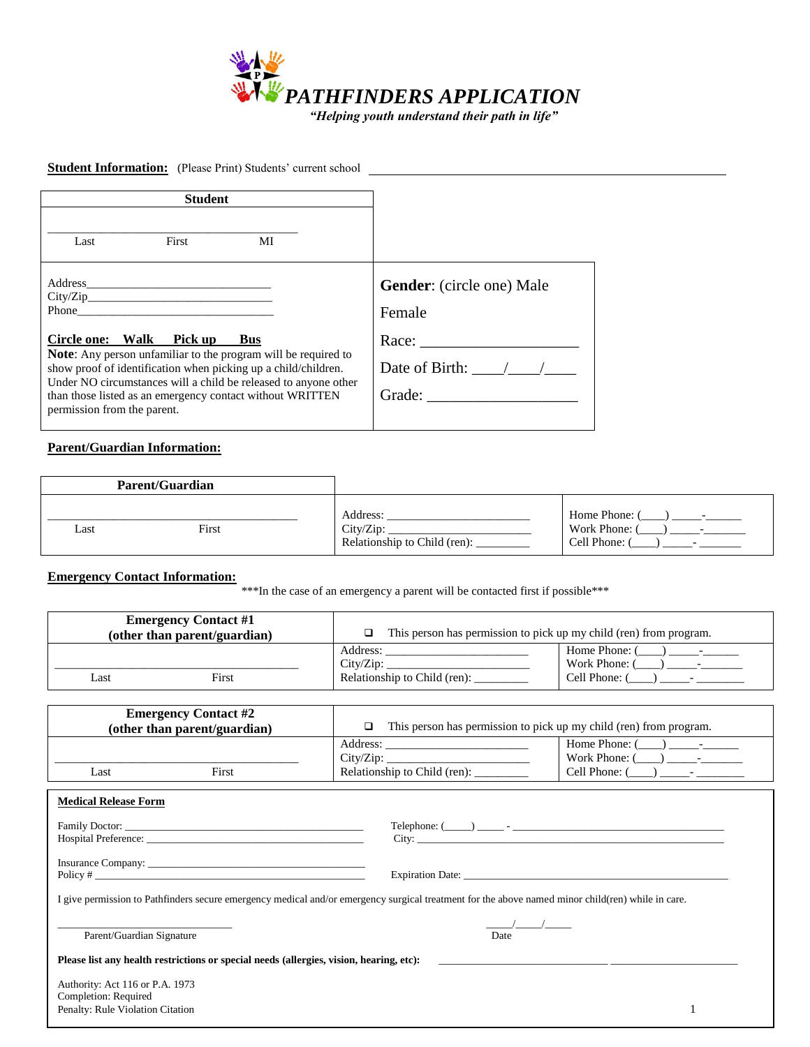# *PATHFINDERS APPLICATION*

***"Helping youth understand their path in life"***

**Student Information:** (Please Print) Students' current school ___________________________________________

| Student | |
|---|---|
| ________________________________________<br>Last First MI | |
| Address______________________________<br>City/Zip_____________________________<br>Phone_______________________________<br><br>**Circle one: Walk Pick up Bus**<br>**Note**: Any person unfamiliar to the program will be required to show proof of identification when picking up a child/children. Under NO circumstances will a child be released to anyone other than those listed as an emergency contact without WRITTEN permission from the parent. | **Gender**: (circle one) Male<br><br>Female<br><br>Race: ____________________<br><br>Date of Birth: ____/____/____<br><br>Grade: ____________________ |

**Parent/Guardian Information:**

| Parent/Guardian | | |
|---|---|---|
| ________________________________________<br>Last First | Address: ______________________<br>City/Zip: ______________________<br>Relationship to Child (ren): _________ | Home Phone: (____) _____-______<br>Work Phone: (____) _____-_______<br>Cell Phone: (____) _____- _______ |

**Emergency Contact Information:**

\*\*\*In the case of an emergency a parent will be contacted first if possible\*\*\*

| Emergency Contact #1 (other than parent/guardian) | ❑ This person has permission to pick up my child (ren) from program. | |
|---|---|---|
| ________________________________________<br>Last First | Address: ______________________<br>City/Zip: ______________________<br>Relationship to Child (ren): _________ | Home Phone: (____) _____-______<br>Work Phone: (____) _____-_______<br>Cell Phone: (____) _____- ________ |

| Emergency Contact #2 (other than parent/guardian) | ❑ This person has permission to pick up my child (ren) from program. | |
|---|---|---|
| ________________________________________<br>Last First | Address: ______________________<br>City/Zip: ______________________<br>Relationship to Child (ren): _________ | Home Phone: (____) _____-______<br>Work Phone: (____) _____-_______<br>Cell Phone: (____) _____- ________ |

**Medical Release Form**

Family Doctor: ________________________________________ Telephone: (_____) _____ - ________________________________________

Hospital Preference: ____________________________________ City: _______________________________________________________

Insurance Company: ____________________________________

Policy # _____________________________________________ Expiration Date: ____________________________________________

I give permission to Pathfinders secure emergency medical and/or emergency surgical treatment for the above named minor child(ren) while in care.

_____________________________ _____/_____/_____

Parent/Guardian Signature Date

**Please list any health restrictions or special needs (allergies, vision, hearing, etc):** _________________________________ _________________________

Authority: Act 116 or P.A. 1973
Completion: Required
Penalty: Rule Violation Citation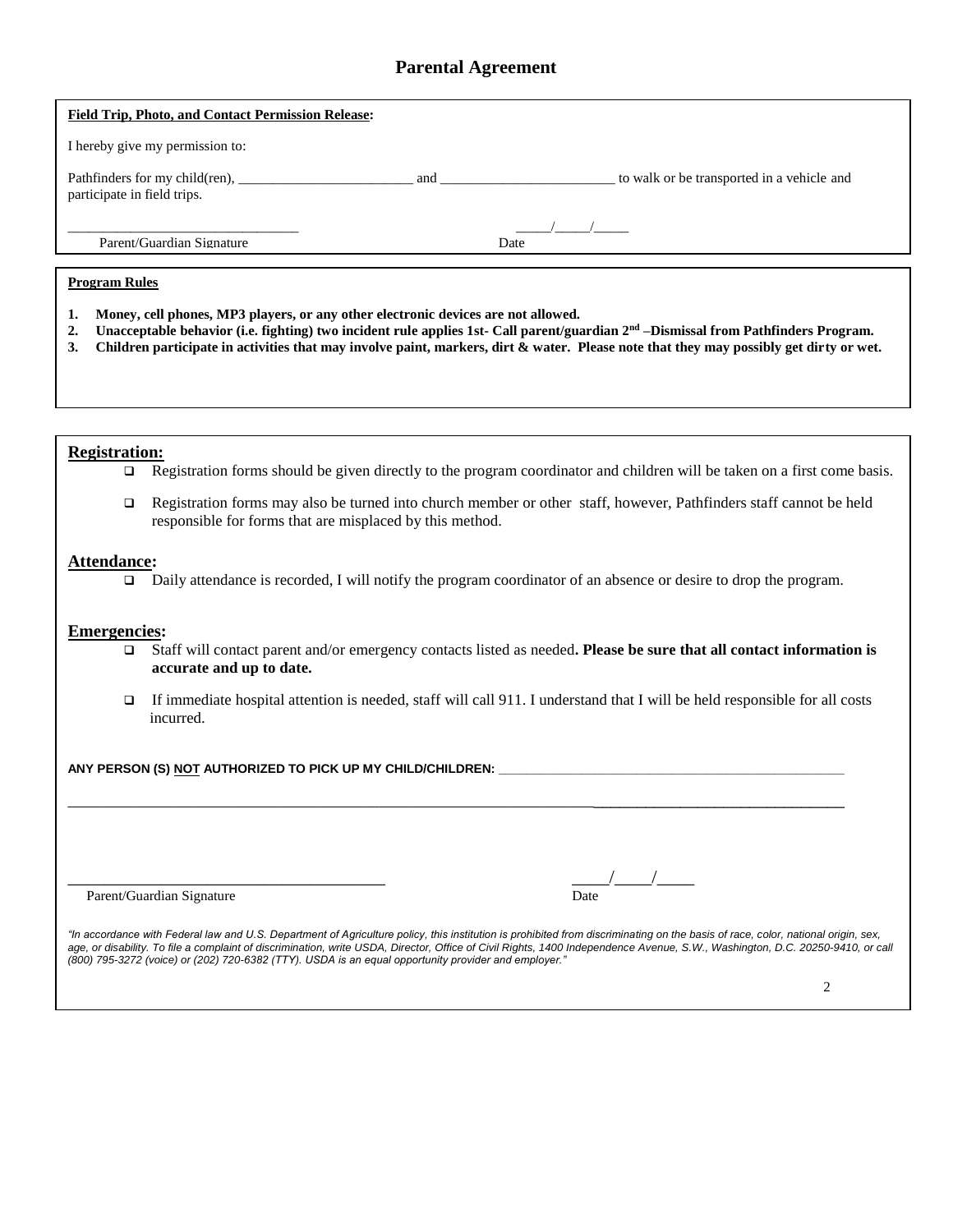# Parental Agreement

**Field Trip, Photo, and Contact Permission Release:**

I hereby give my permission to:

Pathfinders for my child(ren), _________________________ and _________________________ to walk or be transported in a vehicle and participate in field trips.

_________________________________ _____/_____/_____

Parent/Guardian Signature Date

**Program Rules**

1. **Money, cell phones, MP3 players, or any other electronic devices are not allowed.**
2. **Unacceptable behavior (i.e. fighting) two incident rule applies 1st- Call parent/guardian 2nd –Dismissal from Pathfinders Program.**
3. **Children participate in activities that may involve paint, markers, dirt & water. Please note that they may possibly get dirty or wet.**

## Registration:

- Registration forms should be given directly to the program coordinator and children will be taken on a first come basis.
- Registration forms may also be turned into church member or other staff, however, Pathfinders staff cannot be held responsible for forms that are misplaced by this method.

## Attendance:

- Daily attendance is recorded, I will notify the program coordinator of an absence or desire to drop the program.

## Emergencies:

- Staff will contact parent and/or emergency contacts listed as needed**. Please be sure that all contact information is accurate and up to date.**
- If immediate hospital attention is needed, staff will call 911. I understand that I will be held responsible for all costs incurred.

**ANY PERSON (S) NOT AUTHORIZED TO PICK UP MY CHILD/CHILDREN:** ____________________________________________________

______________________________________________________________________________________________

____________________________________________ _____/_____/_____

Parent/Guardian Signature Date

*"In accordance with Federal law and U.S. Department of Agriculture policy, this institution is prohibited from discriminating on the basis of race, color, national origin, sex, age, or disability. To file a complaint of discrimination, write USDA, Director, Office of Civil Rights, 1400 Independence Avenue, S.W., Washington, D.C. 20250-9410, or call (800) 795-3272 (voice) or (202) 720-6382 (TTY). USDA is an equal opportunity provider and employer."*